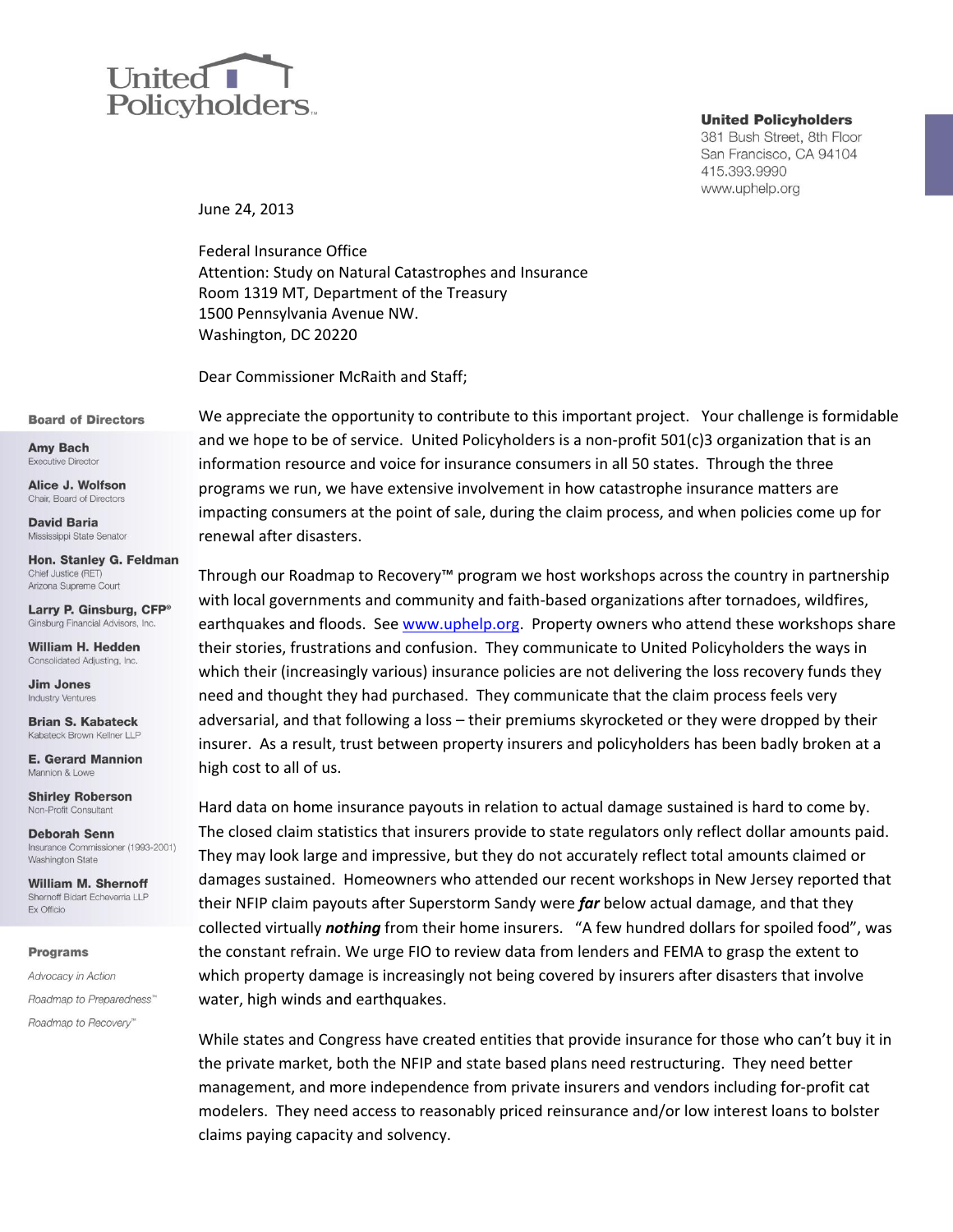United Policyholders

**United Policyholders**
381 Bush Street, 8th Floor
San Francisco, CA 94104
415.393.9990
www.uphelp.org

**Board of Directors**

**Amy Bach**
Executive Director

**Alice J. Wolfson**
Chair, Board of Directors

**David Baria**
Mississippi State Senator

**Hon. Stanley G. Feldman**
Chief Justice (RET)
Arizona Supreme Court

**Larry P. Ginsburg, CFP®**
Ginsburg Financial Advisors, Inc.

**William H. Hedden**
Consolidated Adjusting, Inc.

**Jim Jones**
Industry Ventures

**Brian S. Kabateck**
Kabateck Brown Kellner LLP

**E. Gerard Mannion**
Mannion & Lowe

**Shirley Roberson**
Non-Profit Consultant

**Deborah Senn**
Insurance Commissioner (1993-2001)
Washington State

**William M. Shernoff**
Shernoff Bidart Echeverria LLP
Ex Officio

**Programs**

*Advocacy in Action*

*Roadmap to Preparedness℠*

*Roadmap to Recovery℠*

June 24, 2013

Federal Insurance Office
Attention: Study on Natural Catastrophes and Insurance
Room 1319 MT, Department of the Treasury
1500 Pennsylvania Avenue NW.
Washington, DC 20220

Dear Commissioner McRaith and Staff;

We appreciate the opportunity to contribute to this important project. Your challenge is formidable and we hope to be of service. United Policyholders is a non-profit 501(c)3 organization that is an information resource and voice for insurance consumers in all 50 states. Through the three programs we run, we have extensive involvement in how catastrophe insurance matters are impacting consumers at the point of sale, during the claim process, and when policies come up for renewal after disasters.

Through our Roadmap to Recovery™ program we host workshops across the country in partnership with local governments and community and faith-based organizations after tornadoes, wildfires, earthquakes and floods. See www.uphelp.org. Property owners who attend these workshops share their stories, frustrations and confusion. They communicate to United Policyholders the ways in which their (increasingly various) insurance policies are not delivering the loss recovery funds they need and thought they had purchased. They communicate that the claim process feels very adversarial, and that following a loss – their premiums skyrocketed or they were dropped by their insurer. As a result, trust between property insurers and policyholders has been badly broken at a high cost to all of us.

Hard data on home insurance payouts in relation to actual damage sustained is hard to come by. The closed claim statistics that insurers provide to state regulators only reflect dollar amounts paid. They may look large and impressive, but they do not accurately reflect total amounts claimed or damages sustained. Homeowners who attended our recent workshops in New Jersey reported that their NFIP claim payouts after Superstorm Sandy were ***far*** below actual damage, and that they collected virtually ***nothing*** from their home insurers. "A few hundred dollars for spoiled food", was the constant refrain. We urge FIO to review data from lenders and FEMA to grasp the extent to which property damage is increasingly not being covered by insurers after disasters that involve water, high winds and earthquakes.

While states and Congress have created entities that provide insurance for those who can't buy it in the private market, both the NFIP and state based plans need restructuring. They need better management, and more independence from private insurers and vendors including for-profit cat modelers. They need access to reasonably priced reinsurance and/or low interest loans to bolster claims paying capacity and solvency.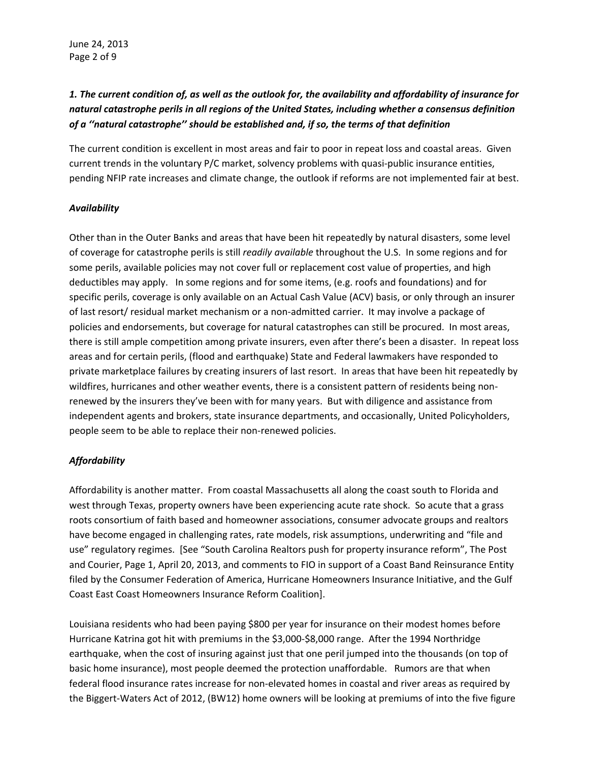***1. The current condition of, as well as the outlook for, the availability and affordability of insurance for natural catastrophe perils in all regions of the United States, including whether a consensus definition of a ''natural catastrophe'' should be established and, if so, the terms of that definition***

The current condition is excellent in most areas and fair to poor in repeat loss and coastal areas. Given current trends in the voluntary P/C market, solvency problems with quasi-public insurance entities, pending NFIP rate increases and climate change, the outlook if reforms are not implemented fair at best.

***Availability***

Other than in the Outer Banks and areas that have been hit repeatedly by natural disasters, some level of coverage for catastrophe perils is still *readily available* throughout the U.S. In some regions and for some perils, available policies may not cover full or replacement cost value of properties, and high deductibles may apply. In some regions and for some items, (e.g. roofs and foundations) and for specific perils, coverage is only available on an Actual Cash Value (ACV) basis, or only through an insurer of last resort/ residual market mechanism or a non-admitted carrier. It may involve a package of policies and endorsements, but coverage for natural catastrophes can still be procured. In most areas, there is still ample competition among private insurers, even after there's been a disaster. In repeat loss areas and for certain perils, (flood and earthquake) State and Federal lawmakers have responded to private marketplace failures by creating insurers of last resort. In areas that have been hit repeatedly by wildfires, hurricanes and other weather events, there is a consistent pattern of residents being non-renewed by the insurers they've been with for many years. But with diligence and assistance from independent agents and brokers, state insurance departments, and occasionally, United Policyholders, people seem to be able to replace their non-renewed policies.

***Affordability***

Affordability is another matter. From coastal Massachusetts all along the coast south to Florida and west through Texas, property owners have been experiencing acute rate shock. So acute that a grass roots consortium of faith based and homeowner associations, consumer advocate groups and realtors have become engaged in challenging rates, rate models, risk assumptions, underwriting and "file and use" regulatory regimes. [See "South Carolina Realtors push for property insurance reform", The Post and Courier, Page 1, April 20, 2013, and comments to FIO in support of a Coast Band Reinsurance Entity filed by the Consumer Federation of America, Hurricane Homeowners Insurance Initiative, and the Gulf Coast East Coast Homeowners Insurance Reform Coalition].

Louisiana residents who had been paying $800 per year for insurance on their modest homes before Hurricane Katrina got hit with premiums in the $3,000-$8,000 range. After the 1994 Northridge earthquake, when the cost of insuring against just that one peril jumped into the thousands (on top of basic home insurance), most people deemed the protection unaffordable. Rumors are that when federal flood insurance rates increase for non-elevated homes in coastal and river areas as required by the Biggert-Waters Act of 2012, (BW12) home owners will be looking at premiums of into the five figure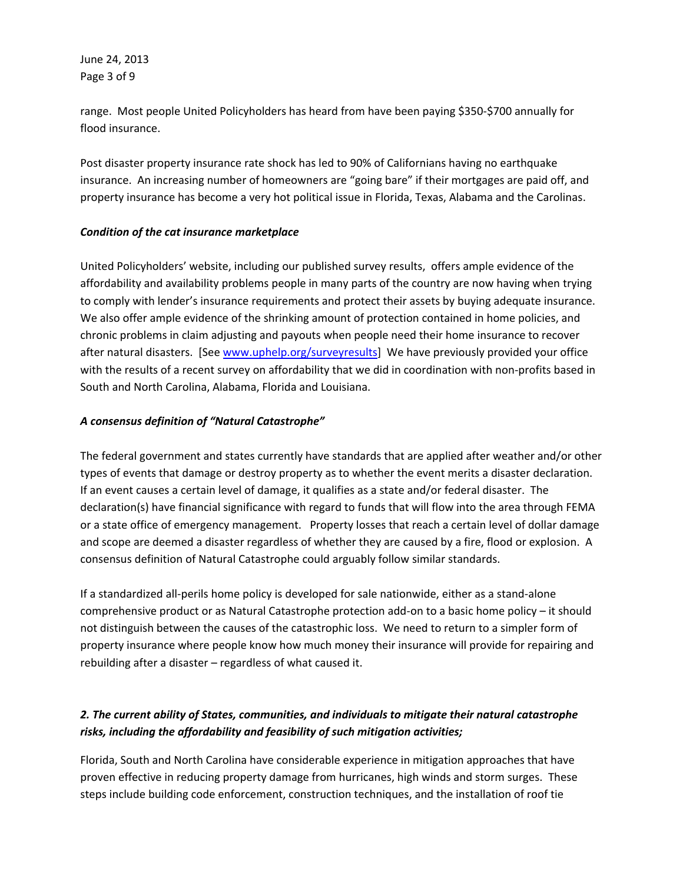range. Most people United Policyholders has heard from have been paying $350-$700 annually for flood insurance.

Post disaster property insurance rate shock has led to 90% of Californians having no earthquake insurance. An increasing number of homeowners are "going bare" if their mortgages are paid off, and property insurance has become a very hot political issue in Florida, Texas, Alabama and the Carolinas.

***Condition of the cat insurance marketplace***

United Policyholders' website, including our published survey results, offers ample evidence of the affordability and availability problems people in many parts of the country are now having when trying to comply with lender's insurance requirements and protect their assets by buying adequate insurance. We also offer ample evidence of the shrinking amount of protection contained in home policies, and chronic problems in claim adjusting and payouts when people need their home insurance to recover after natural disasters. [See www.uphelp.org/surveyresults] We have previously provided your office with the results of a recent survey on affordability that we did in coordination with non-profits based in South and North Carolina, Alabama, Florida and Louisiana.

***A consensus definition of "Natural Catastrophe"***

The federal government and states currently have standards that are applied after weather and/or other types of events that damage or destroy property as to whether the event merits a disaster declaration. If an event causes a certain level of damage, it qualifies as a state and/or federal disaster. The declaration(s) have financial significance with regard to funds that will flow into the area through FEMA or a state office of emergency management. Property losses that reach a certain level of dollar damage and scope are deemed a disaster regardless of whether they are caused by a fire, flood or explosion. A consensus definition of Natural Catastrophe could arguably follow similar standards.

If a standardized all-perils home policy is developed for sale nationwide, either as a stand-alone comprehensive product or as Natural Catastrophe protection add-on to a basic home policy – it should not distinguish between the causes of the catastrophic loss. We need to return to a simpler form of property insurance where people know how much money their insurance will provide for repairing and rebuilding after a disaster – regardless of what caused it.

***2. The current ability of States, communities, and individuals to mitigate their natural catastrophe risks, including the affordability and feasibility of such mitigation activities;***

Florida, South and North Carolina have considerable experience in mitigation approaches that have proven effective in reducing property damage from hurricanes, high winds and storm surges. These steps include building code enforcement, construction techniques, and the installation of roof tie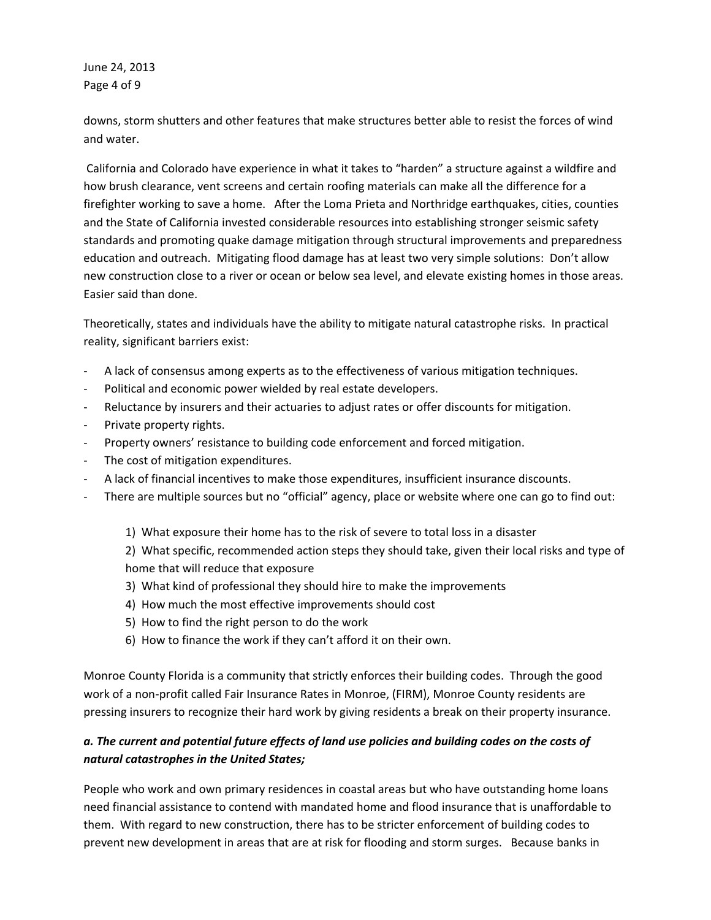downs, storm shutters and other features that make structures better able to resist the forces of wind and water.

California and Colorado have experience in what it takes to "harden" a structure against a wildfire and how brush clearance, vent screens and certain roofing materials can make all the difference for a firefighter working to save a home. After the Loma Prieta and Northridge earthquakes, cities, counties and the State of California invested considerable resources into establishing stronger seismic safety standards and promoting quake damage mitigation through structural improvements and preparedness education and outreach. Mitigating flood damage has at least two very simple solutions: Don't allow new construction close to a river or ocean or below sea level, and elevate existing homes in those areas. Easier said than done.

Theoretically, states and individuals have the ability to mitigate natural catastrophe risks. In practical reality, significant barriers exist:

- A lack of consensus among experts as to the effectiveness of various mitigation techniques.
- Political and economic power wielded by real estate developers.
- Reluctance by insurers and their actuaries to adjust rates or offer discounts for mitigation.
- Private property rights.
- Property owners' resistance to building code enforcement and forced mitigation.
- The cost of mitigation expenditures.
- A lack of financial incentives to make those expenditures, insufficient insurance discounts.
- There are multiple sources but no "official" agency, place or website where one can go to find out:

  1) What exposure their home has to the risk of severe to total loss in a disaster
  2) What specific, recommended action steps they should take, given their local risks and type of home that will reduce that exposure
  3) What kind of professional they should hire to make the improvements
  4) How much the most effective improvements should cost
  5) How to find the right person to do the work
  6) How to finance the work if they can't afford it on their own.

Monroe County Florida is a community that strictly enforces their building codes. Through the good work of a non-profit called Fair Insurance Rates in Monroe, (FIRM), Monroe County residents are pressing insurers to recognize their hard work by giving residents a break on their property insurance.

### *a. The current and potential future effects of land use policies and building codes on the costs of natural catastrophes in the United States;*

People who work and own primary residences in coastal areas but who have outstanding home loans need financial assistance to contend with mandated home and flood insurance that is unaffordable to them. With regard to new construction, there has to be stricter enforcement of building codes to prevent new development in areas that are at risk for flooding and storm surges. Because banks in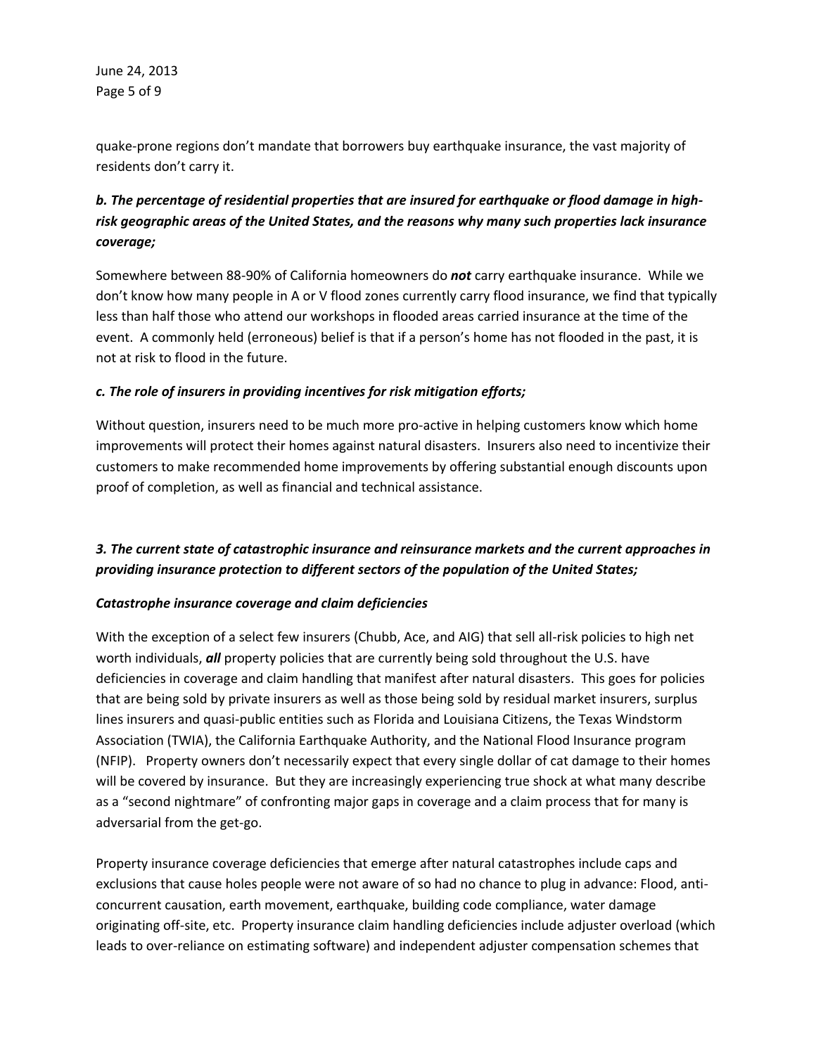quake-prone regions don't mandate that borrowers buy earthquake insurance, the vast majority of residents don't carry it.

***b. The percentage of residential properties that are insured for earthquake or flood damage in high-risk geographic areas of the United States, and the reasons why many such properties lack insurance coverage;***

Somewhere between 88-90% of California homeowners do ***not*** carry earthquake insurance. While we don't know how many people in A or V flood zones currently carry flood insurance, we find that typically less than half those who attend our workshops in flooded areas carried insurance at the time of the event. A commonly held (erroneous) belief is that if a person's home has not flooded in the past, it is not at risk to flood in the future.

***c. The role of insurers in providing incentives for risk mitigation efforts;***

Without question, insurers need to be much more pro-active in helping customers know which home improvements will protect their homes against natural disasters. Insurers also need to incentivize their customers to make recommended home improvements by offering substantial enough discounts upon proof of completion, as well as financial and technical assistance.

***3. The current state of catastrophic insurance and reinsurance markets and the current approaches in providing insurance protection to different sectors of the population of the United States;***

***Catastrophe insurance coverage and claim deficiencies***

With the exception of a select few insurers (Chubb, Ace, and AIG) that sell all-risk policies to high net worth individuals, ***all*** property policies that are currently being sold throughout the U.S. have deficiencies in coverage and claim handling that manifest after natural disasters. This goes for policies that are being sold by private insurers as well as those being sold by residual market insurers, surplus lines insurers and quasi-public entities such as Florida and Louisiana Citizens, the Texas Windstorm Association (TWIA), the California Earthquake Authority, and the National Flood Insurance program (NFIP). Property owners don't necessarily expect that every single dollar of cat damage to their homes will be covered by insurance. But they are increasingly experiencing true shock at what many describe as a "second nightmare" of confronting major gaps in coverage and a claim process that for many is adversarial from the get-go.

Property insurance coverage deficiencies that emerge after natural catastrophes include caps and exclusions that cause holes people were not aware of so had no chance to plug in advance: Flood, anti-concurrent causation, earth movement, earthquake, building code compliance, water damage originating off-site, etc. Property insurance claim handling deficiencies include adjuster overload (which leads to over-reliance on estimating software) and independent adjuster compensation schemes that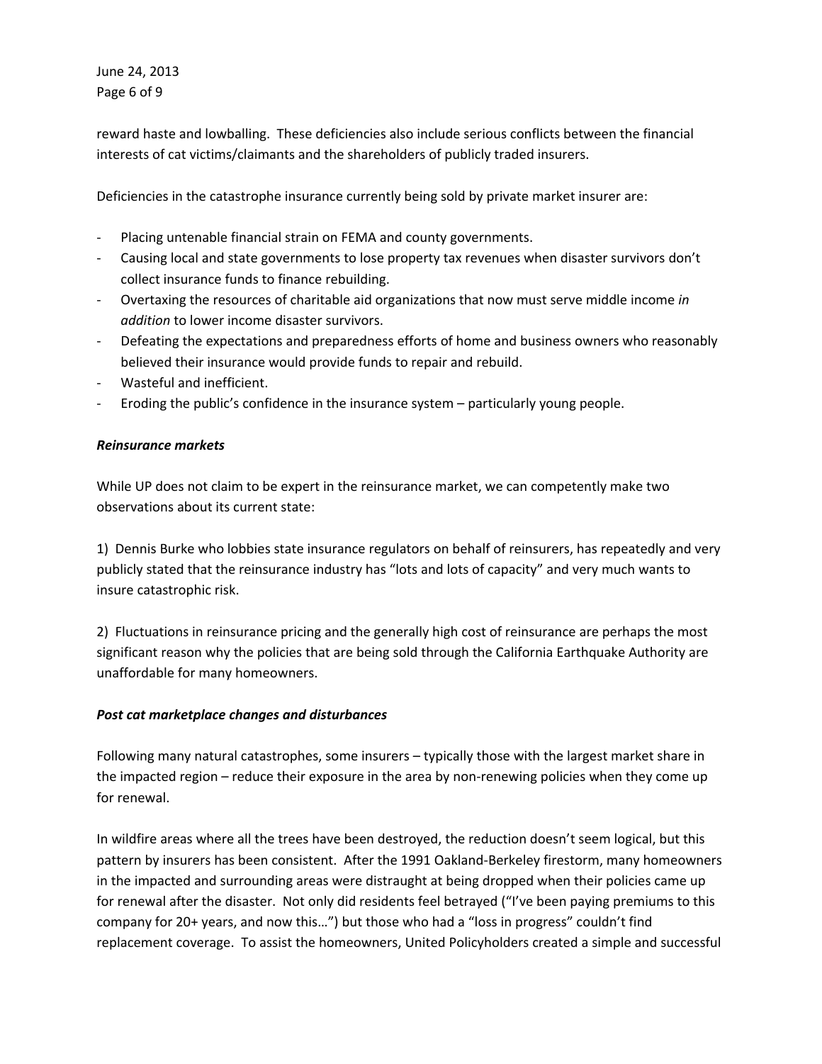reward haste and lowballing. These deficiencies also include serious conflicts between the financial interests of cat victims/claimants and the shareholders of publicly traded insurers.

Deficiencies in the catastrophe insurance currently being sold by private market insurer are:

- Placing untenable financial strain on FEMA and county governments.
- Causing local and state governments to lose property tax revenues when disaster survivors don't collect insurance funds to finance rebuilding.
- Overtaxing the resources of charitable aid organizations that now must serve middle income *in addition* to lower income disaster survivors.
- Defeating the expectations and preparedness efforts of home and business owners who reasonably believed their insurance would provide funds to repair and rebuild.
- Wasteful and inefficient.
- Eroding the public's confidence in the insurance system – particularly young people.

***Reinsurance markets***

While UP does not claim to be expert in the reinsurance market, we can competently make two observations about its current state:

1) Dennis Burke who lobbies state insurance regulators on behalf of reinsurers, has repeatedly and very publicly stated that the reinsurance industry has "lots and lots of capacity" and very much wants to insure catastrophic risk.

2) Fluctuations in reinsurance pricing and the generally high cost of reinsurance are perhaps the most significant reason why the policies that are being sold through the California Earthquake Authority are unaffordable for many homeowners.

***Post cat marketplace changes and disturbances***

Following many natural catastrophes, some insurers – typically those with the largest market share in the impacted region – reduce their exposure in the area by non-renewing policies when they come up for renewal.

In wildfire areas where all the trees have been destroyed, the reduction doesn't seem logical, but this pattern by insurers has been consistent. After the 1991 Oakland-Berkeley firestorm, many homeowners in the impacted and surrounding areas were distraught at being dropped when their policies came up for renewal after the disaster. Not only did residents feel betrayed ("I've been paying premiums to this company for 20+ years, and now this…") but those who had a "loss in progress" couldn't find replacement coverage. To assist the homeowners, United Policyholders created a simple and successful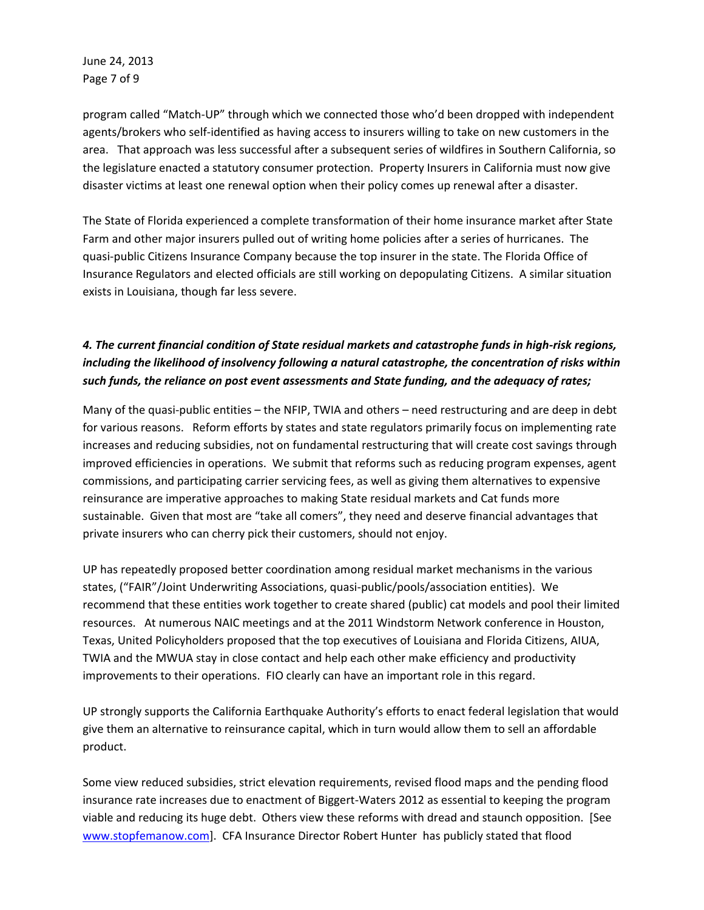program called "Match-UP" through which we connected those who'd been dropped with independent agents/brokers who self-identified as having access to insurers willing to take on new customers in the area. That approach was less successful after a subsequent series of wildfires in Southern California, so the legislature enacted a statutory consumer protection. Property Insurers in California must now give disaster victims at least one renewal option when their policy comes up renewal after a disaster.

The State of Florida experienced a complete transformation of their home insurance market after State Farm and other major insurers pulled out of writing home policies after a series of hurricanes. The quasi-public Citizens Insurance Company because the top insurer in the state. The Florida Office of Insurance Regulators and elected officials are still working on depopulating Citizens. A similar situation exists in Louisiana, though far less severe.

***4. The current financial condition of State residual markets and catastrophe funds in high-risk regions, including the likelihood of insolvency following a natural catastrophe, the concentration of risks within such funds, the reliance on post event assessments and State funding, and the adequacy of rates;***

Many of the quasi-public entities – the NFIP, TWIA and others – need restructuring and are deep in debt for various reasons. Reform efforts by states and state regulators primarily focus on implementing rate increases and reducing subsidies, not on fundamental restructuring that will create cost savings through improved efficiencies in operations. We submit that reforms such as reducing program expenses, agent commissions, and participating carrier servicing fees, as well as giving them alternatives to expensive reinsurance are imperative approaches to making State residual markets and Cat funds more sustainable. Given that most are "take all comers", they need and deserve financial advantages that private insurers who can cherry pick their customers, should not enjoy.

UP has repeatedly proposed better coordination among residual market mechanisms in the various states, ("FAIR"/Joint Underwriting Associations, quasi-public/pools/association entities). We recommend that these entities work together to create shared (public) cat models and pool their limited resources. At numerous NAIC meetings and at the 2011 Windstorm Network conference in Houston, Texas, United Policyholders proposed that the top executives of Louisiana and Florida Citizens, AIUA, TWIA and the MWUA stay in close contact and help each other make efficiency and productivity improvements to their operations. FIO clearly can have an important role in this regard.

UP strongly supports the California Earthquake Authority's efforts to enact federal legislation that would give them an alternative to reinsurance capital, which in turn would allow them to sell an affordable product.

Some view reduced subsidies, strict elevation requirements, revised flood maps and the pending flood insurance rate increases due to enactment of Biggert-Waters 2012 as essential to keeping the program viable and reducing its huge debt. Others view these reforms with dread and staunch opposition. [See www.stopfemanow.com]. CFA Insurance Director Robert Hunter has publicly stated that flood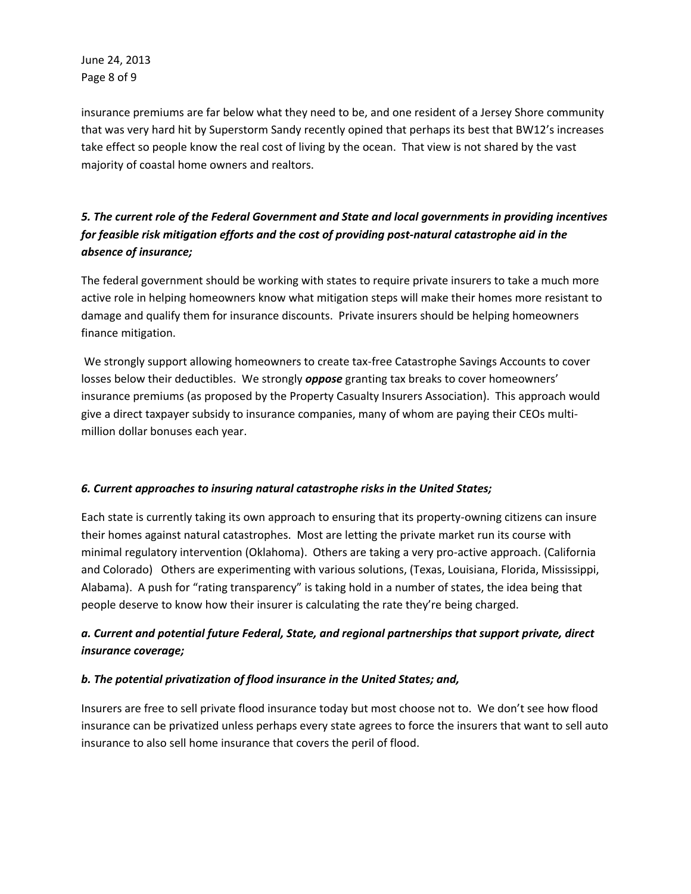insurance premiums are far below what they need to be, and one resident of a Jersey Shore community that was very hard hit by Superstorm Sandy recently opined that perhaps its best that BW12's increases take effect so people know the real cost of living by the ocean. That view is not shared by the vast majority of coastal home owners and realtors.

***5. The current role of the Federal Government and State and local governments in providing incentives for feasible risk mitigation efforts and the cost of providing post-natural catastrophe aid in the absence of insurance;***

The federal government should be working with states to require private insurers to take a much more active role in helping homeowners know what mitigation steps will make their homes more resistant to damage and qualify them for insurance discounts. Private insurers should be helping homeowners finance mitigation.

We strongly support allowing homeowners to create tax-free Catastrophe Savings Accounts to cover losses below their deductibles. We strongly ***oppose*** granting tax breaks to cover homeowners' insurance premiums (as proposed by the Property Casualty Insurers Association). This approach would give a direct taxpayer subsidy to insurance companies, many of whom are paying their CEOs multi-million dollar bonuses each year.

***6. Current approaches to insuring natural catastrophe risks in the United States;***

Each state is currently taking its own approach to ensuring that its property-owning citizens can insure their homes against natural catastrophes. Most are letting the private market run its course with minimal regulatory intervention (Oklahoma). Others are taking a very pro-active approach. (California and Colorado) Others are experimenting with various solutions, (Texas, Louisiana, Florida, Mississippi, Alabama). A push for "rating transparency" is taking hold in a number of states, the idea being that people deserve to know how their insurer is calculating the rate they're being charged.

***a. Current and potential future Federal, State, and regional partnerships that support private, direct insurance coverage;***

***b. The potential privatization of flood insurance in the United States; and,***

Insurers are free to sell private flood insurance today but most choose not to. We don't see how flood insurance can be privatized unless perhaps every state agrees to force the insurers that want to sell auto insurance to also sell home insurance that covers the peril of flood.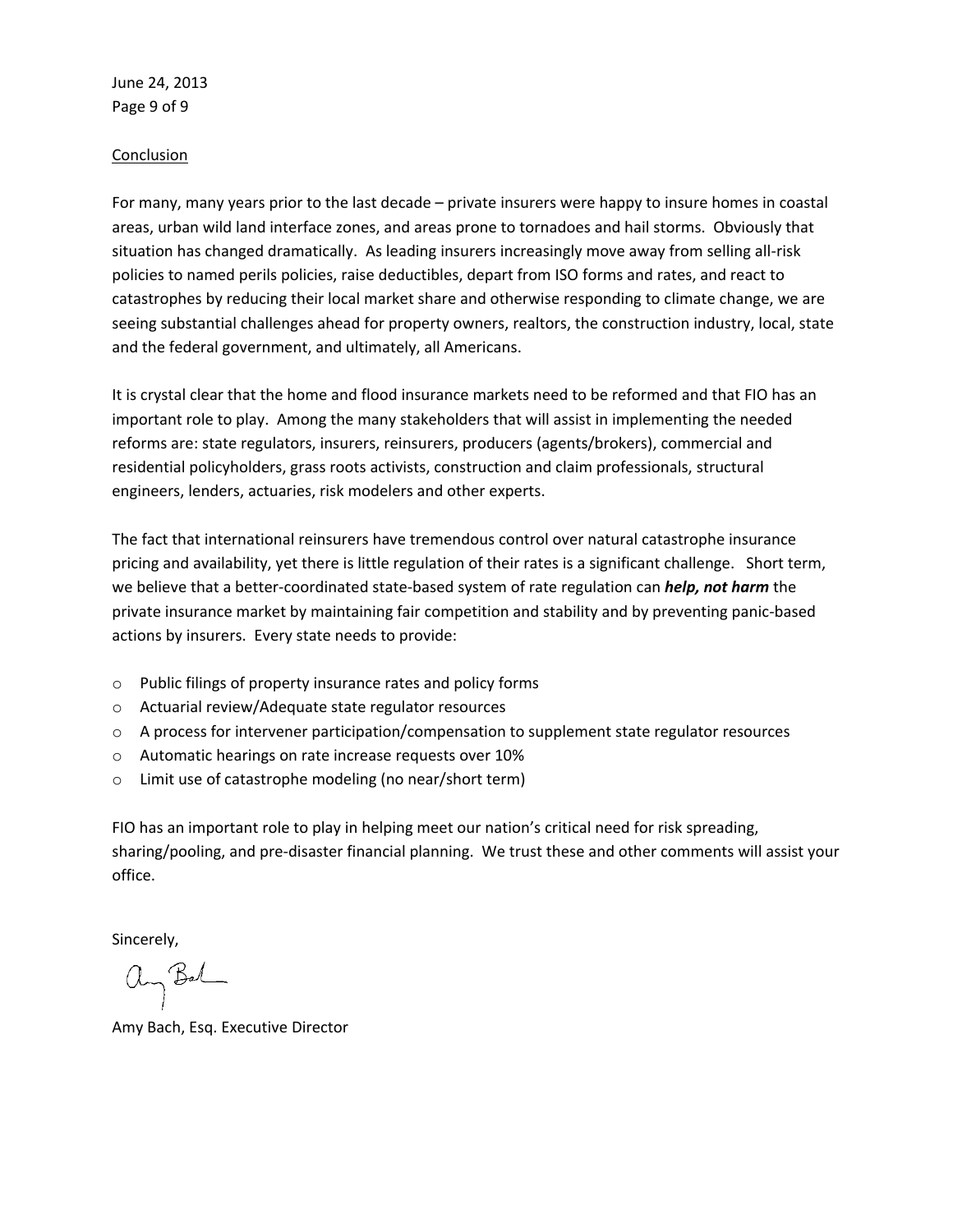June 24, 2013

Conclusion

For many, many years prior to the last decade – private insurers were happy to insure homes in coastal areas, urban wild land interface zones, and areas prone to tornadoes and hail storms. Obviously that situation has changed dramatically. As leading insurers increasingly move away from selling all-risk policies to named perils policies, raise deductibles, depart from ISO forms and rates, and react to catastrophes by reducing their local market share and otherwise responding to climate change, we are seeing substantial challenges ahead for property owners, realtors, the construction industry, local, state and the federal government, and ultimately, all Americans.

It is crystal clear that the home and flood insurance markets need to be reformed and that FIO has an important role to play. Among the many stakeholders that will assist in implementing the needed reforms are: state regulators, insurers, reinsurers, producers (agents/brokers), commercial and residential policyholders, grass roots activists, construction and claim professionals, structural engineers, lenders, actuaries, risk modelers and other experts.

The fact that international reinsurers have tremendous control over natural catastrophe insurance pricing and availability, yet there is little regulation of their rates is a significant challenge. Short term, we believe that a better-coordinated state-based system of rate regulation can ***help, not harm*** the private insurance market by maintaining fair competition and stability and by preventing panic-based actions by insurers. Every state needs to provide:

- Public filings of property insurance rates and policy forms
- Actuarial review/Adequate state regulator resources
- A process for intervener participation/compensation to supplement state regulator resources
- Automatic hearings on rate increase requests over 10%
- Limit use of catastrophe modeling (no near/short term)

FIO has an important role to play in helping meet our nation's critical need for risk spreading, sharing/pooling, and pre-disaster financial planning. We trust these and other comments will assist your office.

Sincerely,

Amy Bach, Esq. Executive Director